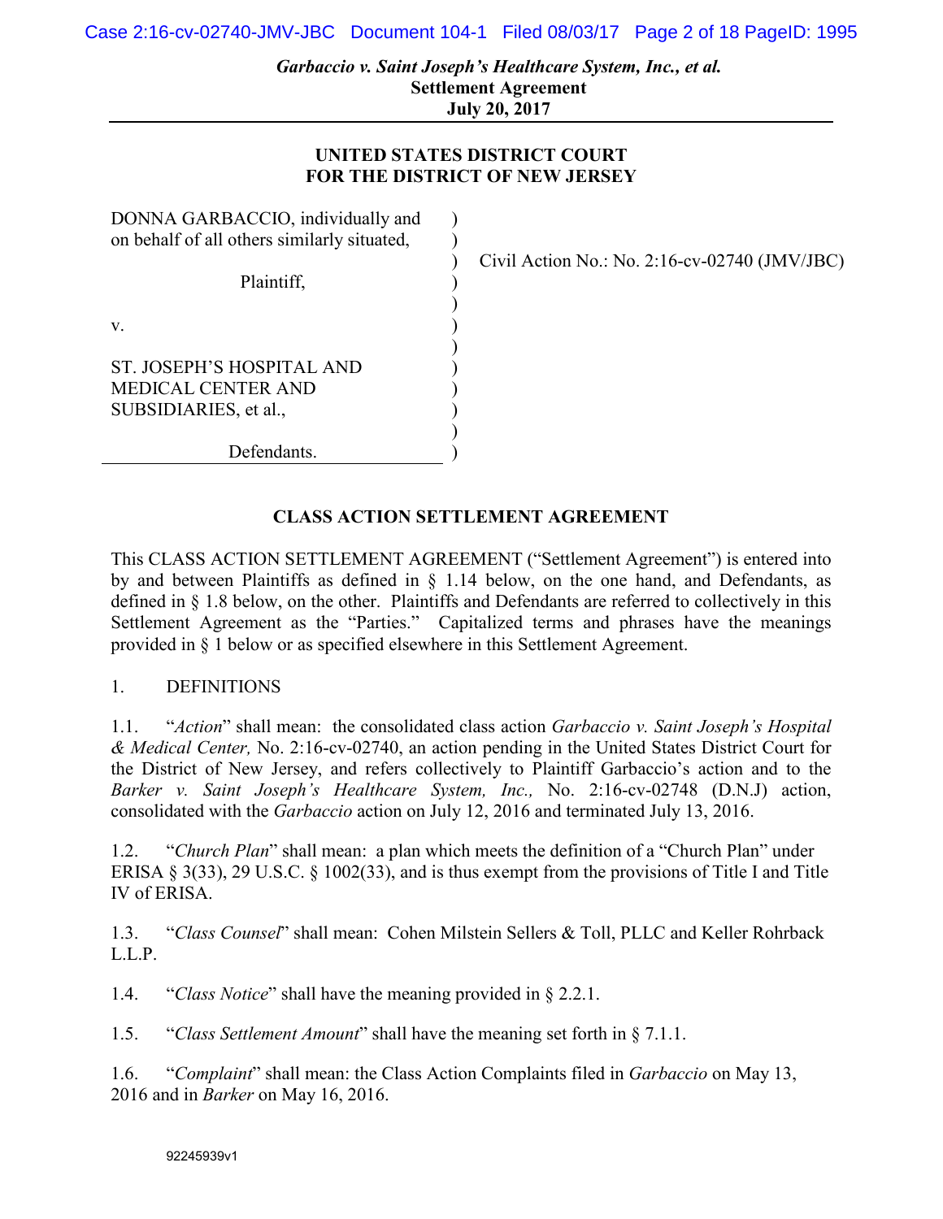**UNITED STATES DISTRICT COURT**
**FOR THE DISTRICT OF NEW JERSEY**

| | |
|---|---|
| DONNA GARBACCIO, individually and on behalf of all others similarly situated,<br><br>Plaintiff,<br><br>v.<br><br>ST. JOSEPH'S HOSPITAL AND MEDICAL CENTER AND SUBSIDIARIES, et al.,<br><br>Defendants. | Civil Action No.: No. 2:16-cv-02740 (JMV/JBC) |

**CLASS ACTION SETTLEMENT AGREEMENT**

This CLASS ACTION SETTLEMENT AGREEMENT ("Settlement Agreement") is entered into by and between Plaintiffs as defined in § 1.14 below, on the one hand, and Defendants, as defined in § 1.8 below, on the other. Plaintiffs and Defendants are referred to collectively in this Settlement Agreement as the "Parties." Capitalized terms and phrases have the meanings provided in § 1 below or as specified elsewhere in this Settlement Agreement.

1. DEFINITIONS

1.1. "*Action*" shall mean: the consolidated class action *Garbaccio v. Saint Joseph's Hospital & Medical Center,* No. 2:16-cv-02740, an action pending in the United States District Court for the District of New Jersey, and refers collectively to Plaintiff Garbaccio's action and to the *Barker v. Saint Joseph's Healthcare System, Inc.,* No. 2:16-cv-02748 (D.N.J) action, consolidated with the *Garbaccio* action on July 12, 2016 and terminated July 13, 2016.

1.2. "*Church Plan*" shall mean: a plan which meets the definition of a "Church Plan" under ERISA § 3(33), 29 U.S.C. § 1002(33), and is thus exempt from the provisions of Title I and Title IV of ERISA.

1.3. "*Class Counsel*" shall mean: Cohen Milstein Sellers & Toll, PLLC and Keller Rohrback L.L.P.

1.4. "*Class Notice*" shall have the meaning provided in § 2.2.1.

1.5. "*Class Settlement Amount*" shall have the meaning set forth in § 7.1.1.

1.6. "*Complaint*" shall mean: the Class Action Complaints filed in *Garbaccio* on May 13, 2016 and in *Barker* on May 16, 2016.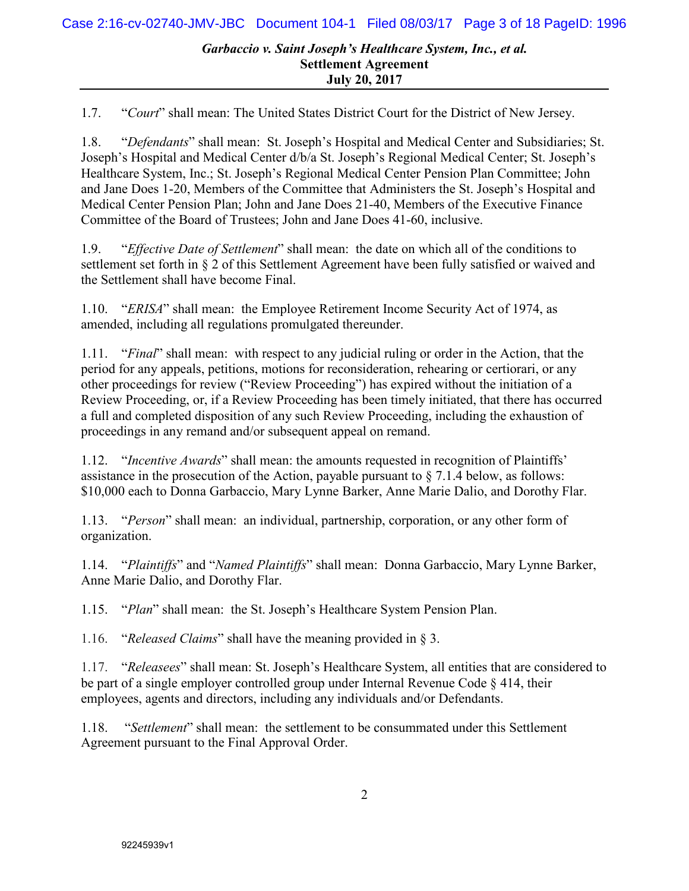1.7. "*Court*" shall mean: The United States District Court for the District of New Jersey.

1.8. "*Defendants*" shall mean: St. Joseph's Hospital and Medical Center and Subsidiaries; St. Joseph's Hospital and Medical Center d/b/a St. Joseph's Regional Medical Center; St. Joseph's Healthcare System, Inc.; St. Joseph's Regional Medical Center Pension Plan Committee; John and Jane Does 1-20, Members of the Committee that Administers the St. Joseph's Hospital and Medical Center Pension Plan; John and Jane Does 21-40, Members of the Executive Finance Committee of the Board of Trustees; John and Jane Does 41-60, inclusive.

1.9. "*Effective Date of Settlement*" shall mean: the date on which all of the conditions to settlement set forth in § 2 of this Settlement Agreement have been fully satisfied or waived and the Settlement shall have become Final.

1.10. "*ERISA*" shall mean: the Employee Retirement Income Security Act of 1974, as amended, including all regulations promulgated thereunder.

1.11. "*Final*" shall mean: with respect to any judicial ruling or order in the Action, that the period for any appeals, petitions, motions for reconsideration, rehearing or certiorari, or any other proceedings for review ("Review Proceeding") has expired without the initiation of a Review Proceeding, or, if a Review Proceeding has been timely initiated, that there has occurred a full and completed disposition of any such Review Proceeding, including the exhaustion of proceedings in any remand and/or subsequent appeal on remand.

1.12. "*Incentive Awards*" shall mean: the amounts requested in recognition of Plaintiffs' assistance in the prosecution of the Action, payable pursuant to § 7.1.4 below, as follows: $10,000 each to Donna Garbaccio, Mary Lynne Barker, Anne Marie Dalio, and Dorothy Flar.

1.13. "*Person*" shall mean: an individual, partnership, corporation, or any other form of organization.

1.14. "*Plaintiffs*" and "*Named Plaintiffs*" shall mean: Donna Garbaccio, Mary Lynne Barker, Anne Marie Dalio, and Dorothy Flar.

1.15. "*Plan*" shall mean: the St. Joseph's Healthcare System Pension Plan.

1.16. "*Released Claims*" shall have the meaning provided in § 3.

1.17. "*Releasees*" shall mean: St. Joseph's Healthcare System, all entities that are considered to be part of a single employer controlled group under Internal Revenue Code § 414, their employees, agents and directors, including any individuals and/or Defendants.

1.18. "*Settlement*" shall mean: the settlement to be consummated under this Settlement Agreement pursuant to the Final Approval Order.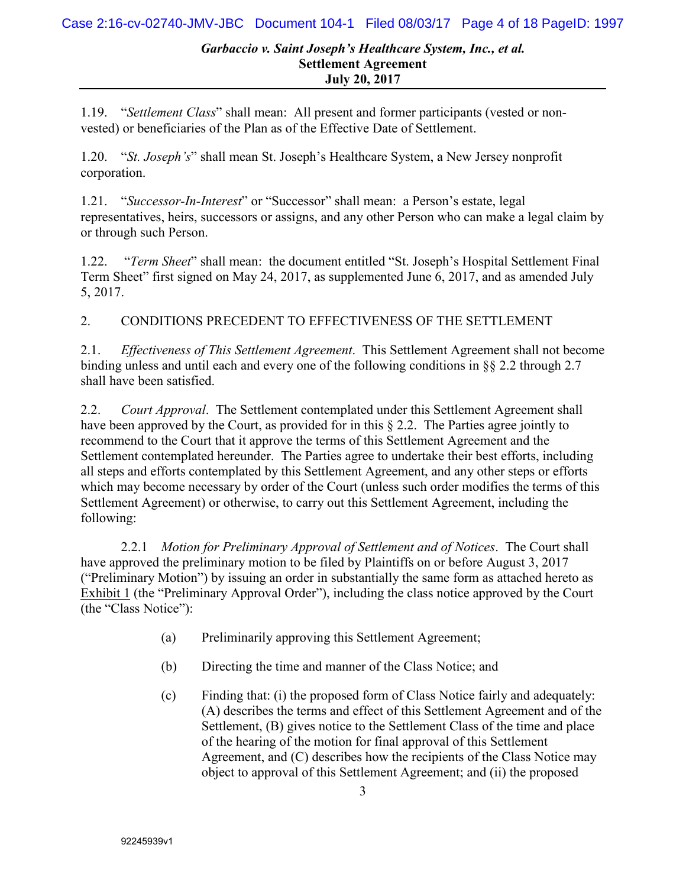1.19. "*Settlement Class*" shall mean: All present and former participants (vested or non-vested) or beneficiaries of the Plan as of the Effective Date of Settlement.

1.20. "*St. Joseph's*" shall mean St. Joseph's Healthcare System, a New Jersey nonprofit corporation.

1.21. "*Successor-In-Interest*" or "Successor" shall mean: a Person's estate, legal representatives, heirs, successors or assigns, and any other Person who can make a legal claim by or through such Person.

1.22. "*Term Sheet*" shall mean: the document entitled "St. Joseph's Hospital Settlement Final Term Sheet" first signed on May 24, 2017, as supplemented June 6, 2017, and as amended July 5, 2017.

2. CONDITIONS PRECEDENT TO EFFECTIVENESS OF THE SETTLEMENT

2.1. *Effectiveness of This Settlement Agreement*. This Settlement Agreement shall not become binding unless and until each and every one of the following conditions in §§ 2.2 through 2.7 shall have been satisfied.

2.2. *Court Approval*. The Settlement contemplated under this Settlement Agreement shall have been approved by the Court, as provided for in this § 2.2. The Parties agree jointly to recommend to the Court that it approve the terms of this Settlement Agreement and the Settlement contemplated hereunder. The Parties agree to undertake their best efforts, including all steps and efforts contemplated by this Settlement Agreement, and any other steps or efforts which may become necessary by order of the Court (unless such order modifies the terms of this Settlement Agreement) or otherwise, to carry out this Settlement Agreement, including the following:

2.2.1 *Motion for Preliminary Approval of Settlement and of Notices*. The Court shall have approved the preliminary motion to be filed by Plaintiffs on or before August 3, 2017 ("Preliminary Motion") by issuing an order in substantially the same form as attached hereto as Exhibit 1 (the "Preliminary Approval Order"), including the class notice approved by the Court (the "Class Notice"):

(a) Preliminarily approving this Settlement Agreement;

(b) Directing the time and manner of the Class Notice; and

(c) Finding that: (i) the proposed form of Class Notice fairly and adequately: (A) describes the terms and effect of this Settlement Agreement and of the Settlement, (B) gives notice to the Settlement Class of the time and place of the hearing of the motion for final approval of this Settlement Agreement, and (C) describes how the recipients of the Class Notice may object to approval of this Settlement Agreement; and (ii) the proposed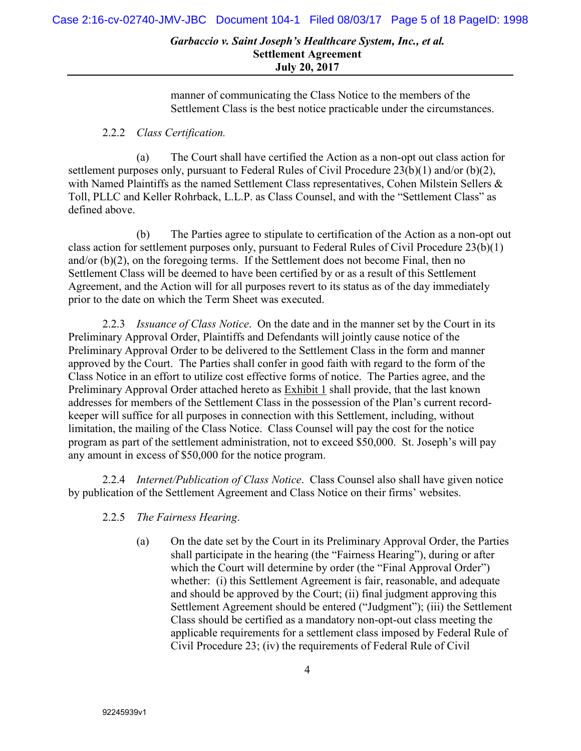manner of communicating the Class Notice to the members of the Settlement Class is the best notice practicable under the circumstances.

2.2.2 *Class Certification.*

(a) The Court shall have certified the Action as a non-opt out class action for settlement purposes only, pursuant to Federal Rules of Civil Procedure 23(b)(1) and/or (b)(2), with Named Plaintiffs as the named Settlement Class representatives, Cohen Milstein Sellers & Toll, PLLC and Keller Rohrback, L.L.P. as Class Counsel, and with the "Settlement Class" as defined above.

(b) The Parties agree to stipulate to certification of the Action as a non-opt out class action for settlement purposes only, pursuant to Federal Rules of Civil Procedure 23(b)(1) and/or (b)(2), on the foregoing terms. If the Settlement does not become Final, then no Settlement Class will be deemed to have been certified by or as a result of this Settlement Agreement, and the Action will for all purposes revert to its status as of the day immediately prior to the date on which the Term Sheet was executed.

2.2.3 *Issuance of Class Notice*. On the date and in the manner set by the Court in its Preliminary Approval Order, Plaintiffs and Defendants will jointly cause notice of the Preliminary Approval Order to be delivered to the Settlement Class in the form and manner approved by the Court. The Parties shall confer in good faith with regard to the form of the Class Notice in an effort to utilize cost effective forms of notice. The Parties agree, and the Preliminary Approval Order attached hereto as Exhibit 1 shall provide, that the last known addresses for members of the Settlement Class in the possession of the Plan's current record-keeper will suffice for all purposes in connection with this Settlement, including, without limitation, the mailing of the Class Notice. Class Counsel will pay the cost for the notice program as part of the settlement administration, not to exceed $50,000. St. Joseph's will pay any amount in excess of $50,000 for the notice program.

2.2.4 *Internet/Publication of Class Notice*. Class Counsel also shall have given notice by publication of the Settlement Agreement and Class Notice on their firms' websites.

2.2.5 *The Fairness Hearing*.

(a) On the date set by the Court in its Preliminary Approval Order, the Parties shall participate in the hearing (the "Fairness Hearing"), during or after which the Court will determine by order (the "Final Approval Order") whether: (i) this Settlement Agreement is fair, reasonable, and adequate and should be approved by the Court; (ii) final judgment approving this Settlement Agreement should be entered ("Judgment"); (iii) the Settlement Class should be certified as a mandatory non-opt-out class meeting the applicable requirements for a settlement class imposed by Federal Rule of Civil Procedure 23; (iv) the requirements of Federal Rule of Civil

92245939v1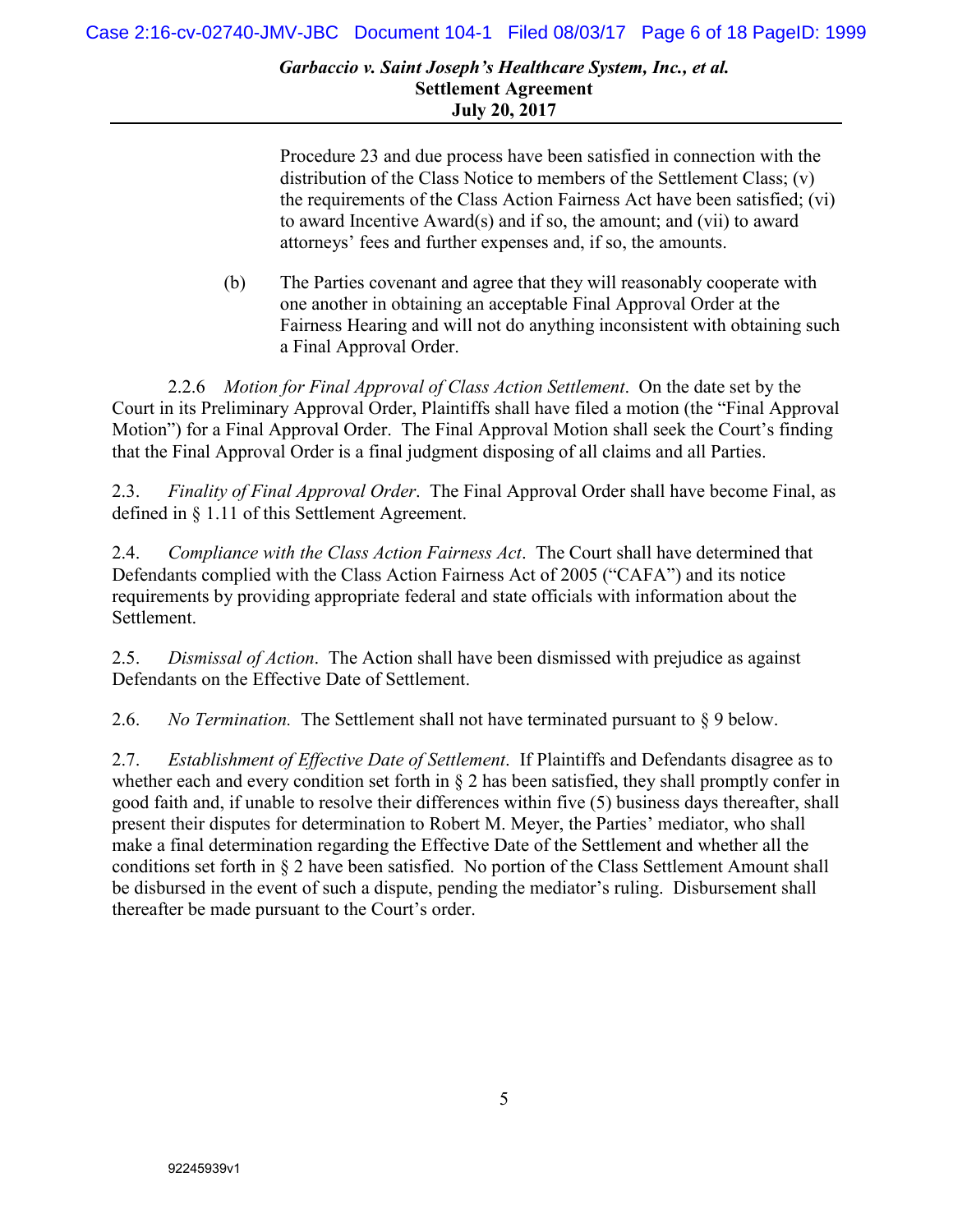Procedure 23 and due process have been satisfied in connection with the distribution of the Class Notice to members of the Settlement Class; (v) the requirements of the Class Action Fairness Act have been satisfied; (vi) to award Incentive Award(s) and if so, the amount; and (vii) to award attorneys' fees and further expenses and, if so, the amounts.

(b) The Parties covenant and agree that they will reasonably cooperate with one another in obtaining an acceptable Final Approval Order at the Fairness Hearing and will not do anything inconsistent with obtaining such a Final Approval Order.

2.2.6 *Motion for Final Approval of Class Action Settlement*. On the date set by the Court in its Preliminary Approval Order, Plaintiffs shall have filed a motion (the "Final Approval Motion") for a Final Approval Order. The Final Approval Motion shall seek the Court's finding that the Final Approval Order is a final judgment disposing of all claims and all Parties.

2.3. *Finality of Final Approval Order*. The Final Approval Order shall have become Final, as defined in § 1.11 of this Settlement Agreement.

2.4. *Compliance with the Class Action Fairness Act*. The Court shall have determined that Defendants complied with the Class Action Fairness Act of 2005 ("CAFA") and its notice requirements by providing appropriate federal and state officials with information about the Settlement.

2.5. *Dismissal of Action*. The Action shall have been dismissed with prejudice as against Defendants on the Effective Date of Settlement.

2.6. *No Termination.* The Settlement shall not have terminated pursuant to § 9 below.

2.7. *Establishment of Effective Date of Settlement*. If Plaintiffs and Defendants disagree as to whether each and every condition set forth in § 2 has been satisfied, they shall promptly confer in good faith and, if unable to resolve their differences within five (5) business days thereafter, shall present their disputes for determination to Robert M. Meyer, the Parties' mediator, who shall make a final determination regarding the Effective Date of the Settlement and whether all the conditions set forth in § 2 have been satisfied. No portion of the Class Settlement Amount shall be disbursed in the event of such a dispute, pending the mediator's ruling. Disbursement shall thereafter be made pursuant to the Court's order.

92245939v1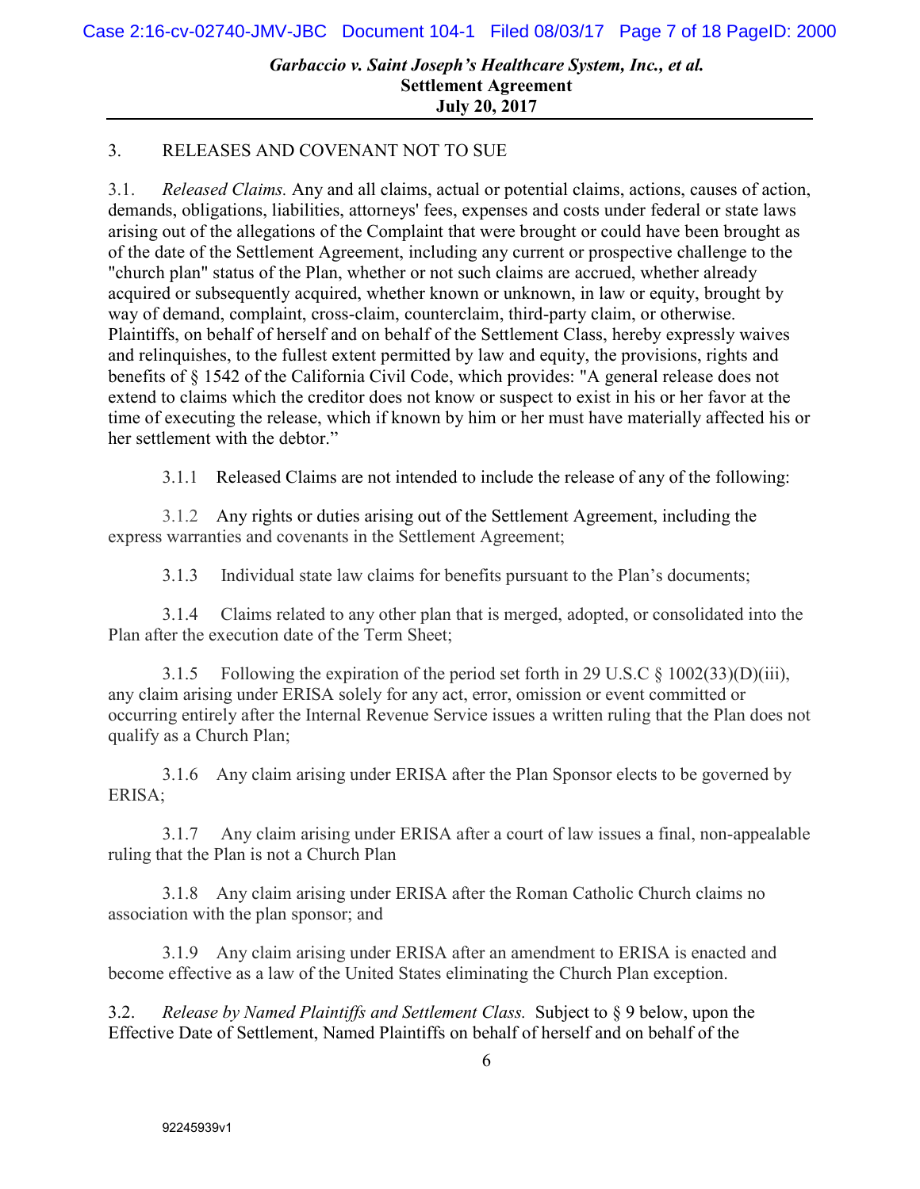## 3. RELEASES AND COVENANT NOT TO SUE

3.1. *Released Claims.* Any and all claims, actual or potential claims, actions, causes of action, demands, obligations, liabilities, attorneys' fees, expenses and costs under federal or state laws arising out of the allegations of the Complaint that were brought or could have been brought as of the date of the Settlement Agreement, including any current or prospective challenge to the "church plan" status of the Plan, whether or not such claims are accrued, whether already acquired or subsequently acquired, whether known or unknown, in law or equity, brought by way of demand, complaint, cross-claim, counterclaim, third-party claim, or otherwise. Plaintiffs, on behalf of herself and on behalf of the Settlement Class, hereby expressly waives and relinquishes, to the fullest extent permitted by law and equity, the provisions, rights and benefits of § 1542 of the California Civil Code, which provides: "A general release does not extend to claims which the creditor does not know or suspect to exist in his or her favor at the time of executing the release, which if known by him or her must have materially affected his or her settlement with the debtor."

3.1.1 Released Claims are not intended to include the release of any of the following:

3.1.2 Any rights or duties arising out of the Settlement Agreement, including the express warranties and covenants in the Settlement Agreement;

3.1.3 Individual state law claims for benefits pursuant to the Plan's documents;

3.1.4 Claims related to any other plan that is merged, adopted, or consolidated into the Plan after the execution date of the Term Sheet;

3.1.5 Following the expiration of the period set forth in 29 U.S.C § 1002(33)(D)(iii), any claim arising under ERISA solely for any act, error, omission or event committed or occurring entirely after the Internal Revenue Service issues a written ruling that the Plan does not qualify as a Church Plan;

3.1.6 Any claim arising under ERISA after the Plan Sponsor elects to be governed by ERISA;

3.1.7 Any claim arising under ERISA after a court of law issues a final, non-appealable ruling that the Plan is not a Church Plan

3.1.8 Any claim arising under ERISA after the Roman Catholic Church claims no association with the plan sponsor; and

3.1.9 Any claim arising under ERISA after an amendment to ERISA is enacted and become effective as a law of the United States eliminating the Church Plan exception.

3.2. *Release by Named Plaintiffs and Settlement Class.* Subject to § 9 below, upon the Effective Date of Settlement, Named Plaintiffs on behalf of herself and on behalf of the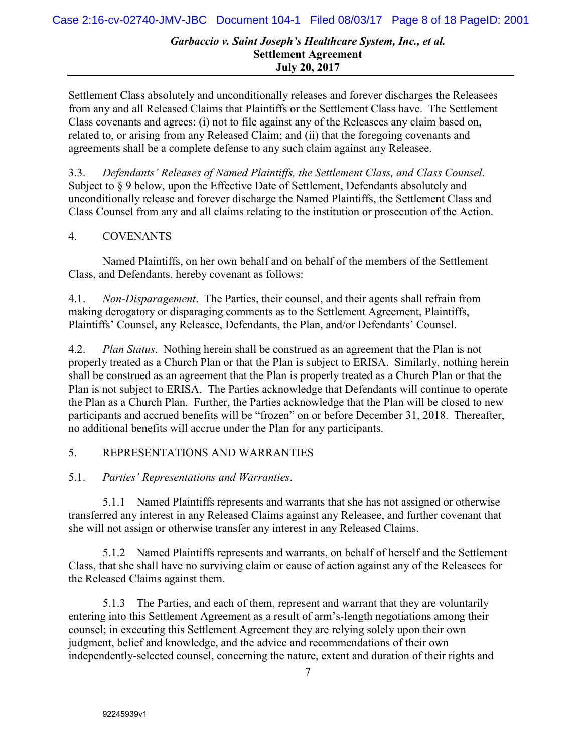Settlement Class absolutely and unconditionally releases and forever discharges the Releasees from any and all Released Claims that Plaintiffs or the Settlement Class have. The Settlement Class covenants and agrees: (i) not to file against any of the Releasees any claim based on, related to, or arising from any Released Claim; and (ii) that the foregoing covenants and agreements shall be a complete defense to any such claim against any Releasee.

3.3. *Defendants' Releases of Named Plaintiffs, the Settlement Class, and Class Counsel*. Subject to § 9 below, upon the Effective Date of Settlement, Defendants absolutely and unconditionally release and forever discharge the Named Plaintiffs, the Settlement Class and Class Counsel from any and all claims relating to the institution or prosecution of the Action.

## 4. COVENANTS

Named Plaintiffs, on her own behalf and on behalf of the members of the Settlement Class, and Defendants, hereby covenant as follows:

4.1. *Non-Disparagement*. The Parties, their counsel, and their agents shall refrain from making derogatory or disparaging comments as to the Settlement Agreement, Plaintiffs, Plaintiffs' Counsel, any Releasee, Defendants, the Plan, and/or Defendants' Counsel.

4.2. *Plan Status*. Nothing herein shall be construed as an agreement that the Plan is not properly treated as a Church Plan or that the Plan is subject to ERISA. Similarly, nothing herein shall be construed as an agreement that the Plan is properly treated as a Church Plan or that the Plan is not subject to ERISA. The Parties acknowledge that Defendants will continue to operate the Plan as a Church Plan. Further, the Parties acknowledge that the Plan will be closed to new participants and accrued benefits will be "frozen" on or before December 31, 2018. Thereafter, no additional benefits will accrue under the Plan for any participants.

## 5. REPRESENTATIONS AND WARRANTIES

5.1. *Parties' Representations and Warranties*.

5.1.1 Named Plaintiffs represents and warrants that she has not assigned or otherwise transferred any interest in any Released Claims against any Releasee, and further covenant that she will not assign or otherwise transfer any interest in any Released Claims.

5.1.2 Named Plaintiffs represents and warrants, on behalf of herself and the Settlement Class, that she shall have no surviving claim or cause of action against any of the Releasees for the Released Claims against them.

5.1.3 The Parties, and each of them, represent and warrant that they are voluntarily entering into this Settlement Agreement as a result of arm's-length negotiations among their counsel; in executing this Settlement Agreement they are relying solely upon their own judgment, belief and knowledge, and the advice and recommendations of their own independently-selected counsel, concerning the nature, extent and duration of their rights and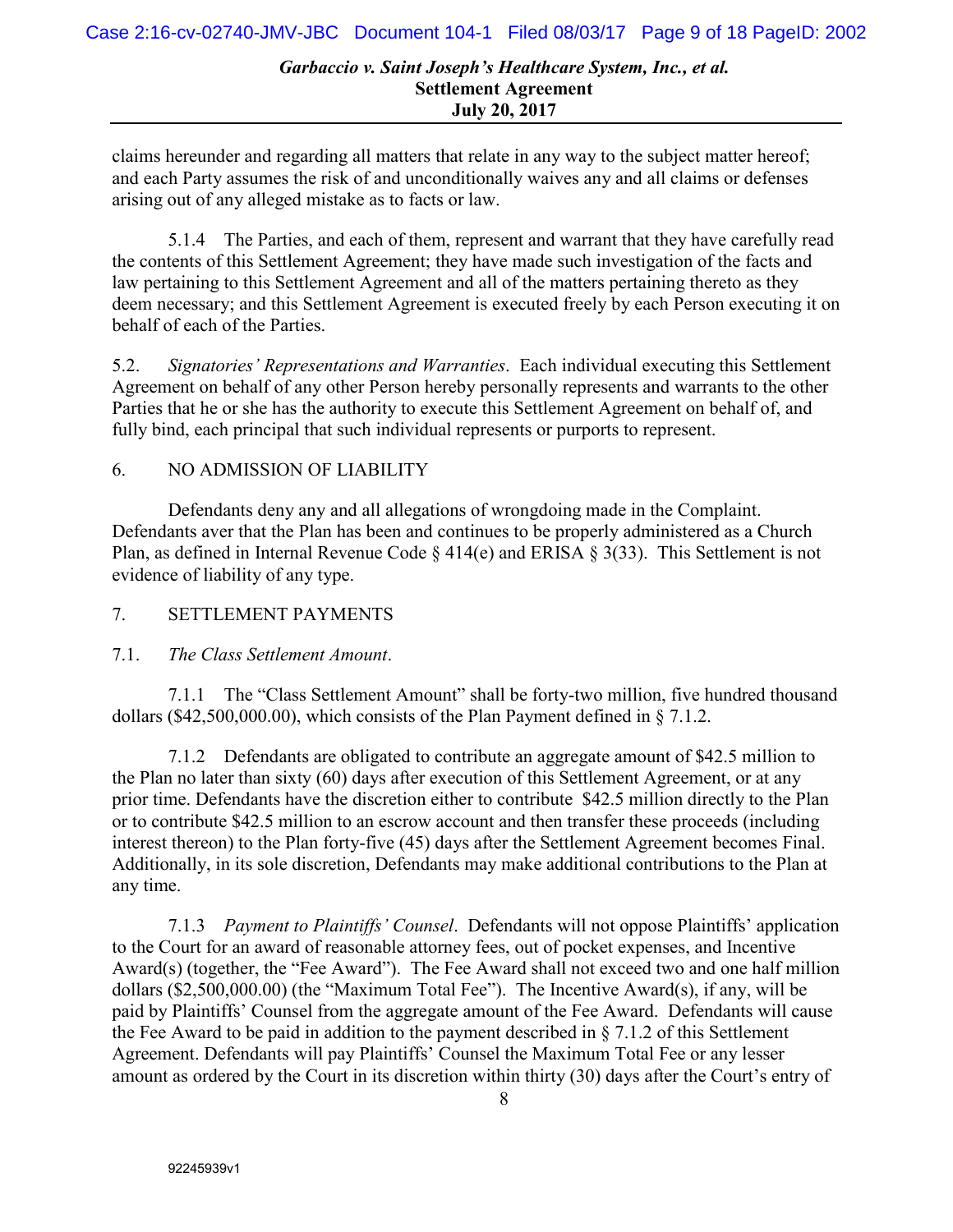claims hereunder and regarding all matters that relate in any way to the subject matter hereof; and each Party assumes the risk of and unconditionally waives any and all claims or defenses arising out of any alleged mistake as to facts or law.

5.1.4 The Parties, and each of them, represent and warrant that they have carefully read the contents of this Settlement Agreement; they have made such investigation of the facts and law pertaining to this Settlement Agreement and all of the matters pertaining thereto as they deem necessary; and this Settlement Agreement is executed freely by each Person executing it on behalf of each of the Parties.

5.2. *Signatories' Representations and Warranties*. Each individual executing this Settlement Agreement on behalf of any other Person hereby personally represents and warrants to the other Parties that he or she has the authority to execute this Settlement Agreement on behalf of, and fully bind, each principal that such individual represents or purports to represent.

6. NO ADMISSION OF LIABILITY

Defendants deny any and all allegations of wrongdoing made in the Complaint. Defendants aver that the Plan has been and continues to be properly administered as a Church Plan, as defined in Internal Revenue Code § 414(e) and ERISA § 3(33). This Settlement is not evidence of liability of any type.

7. SETTLEMENT PAYMENTS

7.1. *The Class Settlement Amount*.

7.1.1 The "Class Settlement Amount" shall be forty-two million, five hundred thousand dollars ($42,500,000.00), which consists of the Plan Payment defined in § 7.1.2.

7.1.2 Defendants are obligated to contribute an aggregate amount of $42.5 million to the Plan no later than sixty (60) days after execution of this Settlement Agreement, or at any prior time. Defendants have the discretion either to contribute $42.5 million directly to the Plan or to contribute $42.5 million to an escrow account and then transfer these proceeds (including interest thereon) to the Plan forty-five (45) days after the Settlement Agreement becomes Final. Additionally, in its sole discretion, Defendants may make additional contributions to the Plan at any time.

7.1.3 *Payment to Plaintiffs' Counsel*. Defendants will not oppose Plaintiffs' application to the Court for an award of reasonable attorney fees, out of pocket expenses, and Incentive Award(s) (together, the "Fee Award"). The Fee Award shall not exceed two and one half million dollars ($2,500,000.00) (the "Maximum Total Fee"). The Incentive Award(s), if any, will be paid by Plaintiffs' Counsel from the aggregate amount of the Fee Award. Defendants will cause the Fee Award to be paid in addition to the payment described in § 7.1.2 of this Settlement Agreement. Defendants will pay Plaintiffs' Counsel the Maximum Total Fee or any lesser amount as ordered by the Court in its discretion within thirty (30) days after the Court's entry of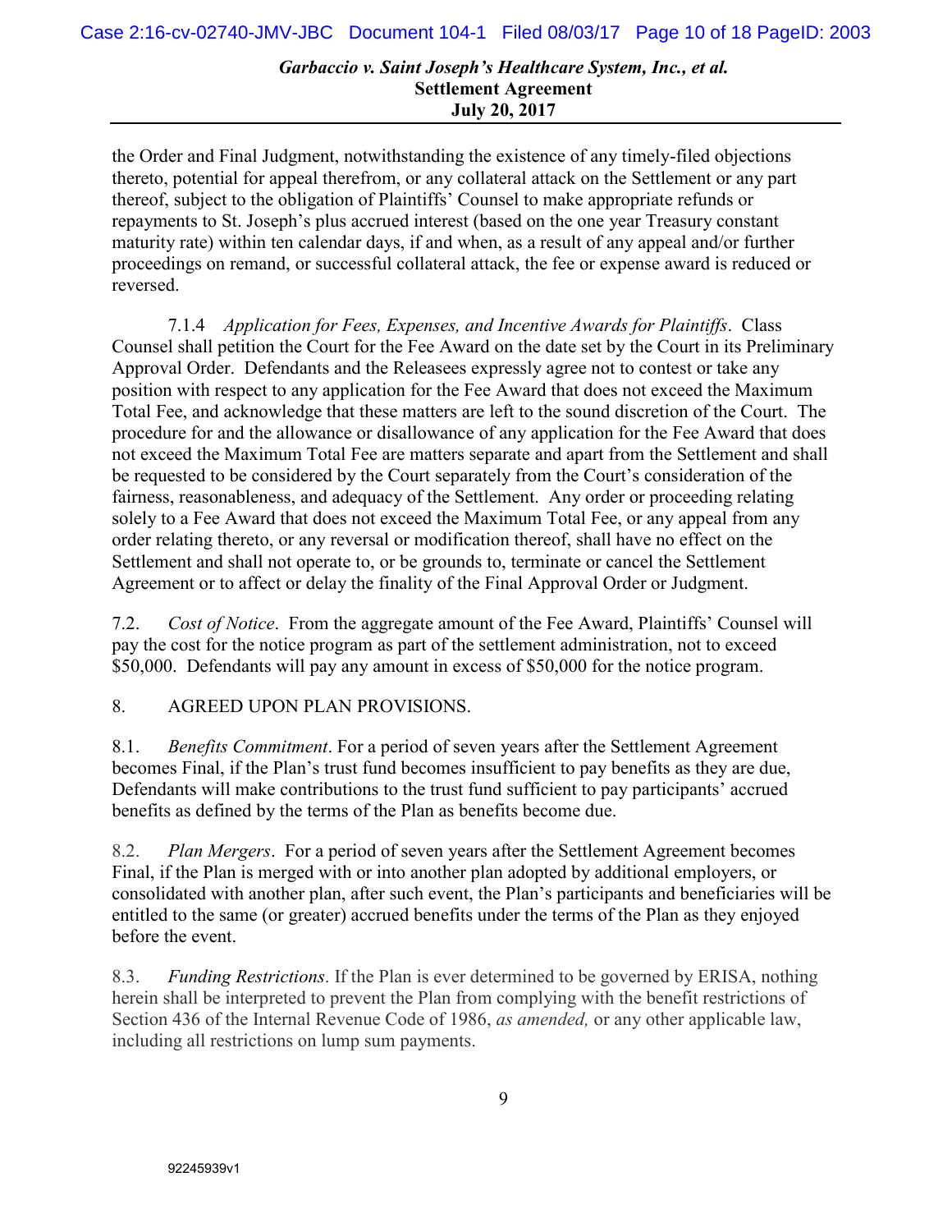the Order and Final Judgment, notwithstanding the existence of any timely-filed objections thereto, potential for appeal therefrom, or any collateral attack on the Settlement or any part thereof, subject to the obligation of Plaintiffs' Counsel to make appropriate refunds or repayments to St. Joseph's plus accrued interest (based on the one year Treasury constant maturity rate) within ten calendar days, if and when, as a result of any appeal and/or further proceedings on remand, or successful collateral attack, the fee or expense award is reduced or reversed.

7.1.4 *Application for Fees, Expenses, and Incentive Awards for Plaintiffs*. Class Counsel shall petition the Court for the Fee Award on the date set by the Court in its Preliminary Approval Order. Defendants and the Releasees expressly agree not to contest or take any position with respect to any application for the Fee Award that does not exceed the Maximum Total Fee, and acknowledge that these matters are left to the sound discretion of the Court. The procedure for and the allowance or disallowance of any application for the Fee Award that does not exceed the Maximum Total Fee are matters separate and apart from the Settlement and shall be requested to be considered by the Court separately from the Court's consideration of the fairness, reasonableness, and adequacy of the Settlement. Any order or proceeding relating solely to a Fee Award that does not exceed the Maximum Total Fee, or any appeal from any order relating thereto, or any reversal or modification thereof, shall have no effect on the Settlement and shall not operate to, or be grounds to, terminate or cancel the Settlement Agreement or to affect or delay the finality of the Final Approval Order or Judgment.

7.2. *Cost of Notice*. From the aggregate amount of the Fee Award, Plaintiffs' Counsel will pay the cost for the notice program as part of the settlement administration, not to exceed \$50,000. Defendants will pay any amount in excess of \$50,000 for the notice program.

8. AGREED UPON PLAN PROVISIONS.

8.1. *Benefits Commitment*. For a period of seven years after the Settlement Agreement becomes Final, if the Plan's trust fund becomes insufficient to pay benefits as they are due, Defendants will make contributions to the trust fund sufficient to pay participants' accrued benefits as defined by the terms of the Plan as benefits become due.

8.2. *Plan Mergers*. For a period of seven years after the Settlement Agreement becomes Final, if the Plan is merged with or into another plan adopted by additional employers, or consolidated with another plan, after such event, the Plan's participants and beneficiaries will be entitled to the same (or greater) accrued benefits under the terms of the Plan as they enjoyed before the event.

8.3. *Funding Restrictions*. If the Plan is ever determined to be governed by ERISA, nothing herein shall be interpreted to prevent the Plan from complying with the benefit restrictions of Section 436 of the Internal Revenue Code of 1986, *as amended,* or any other applicable law, including all restrictions on lump sum payments.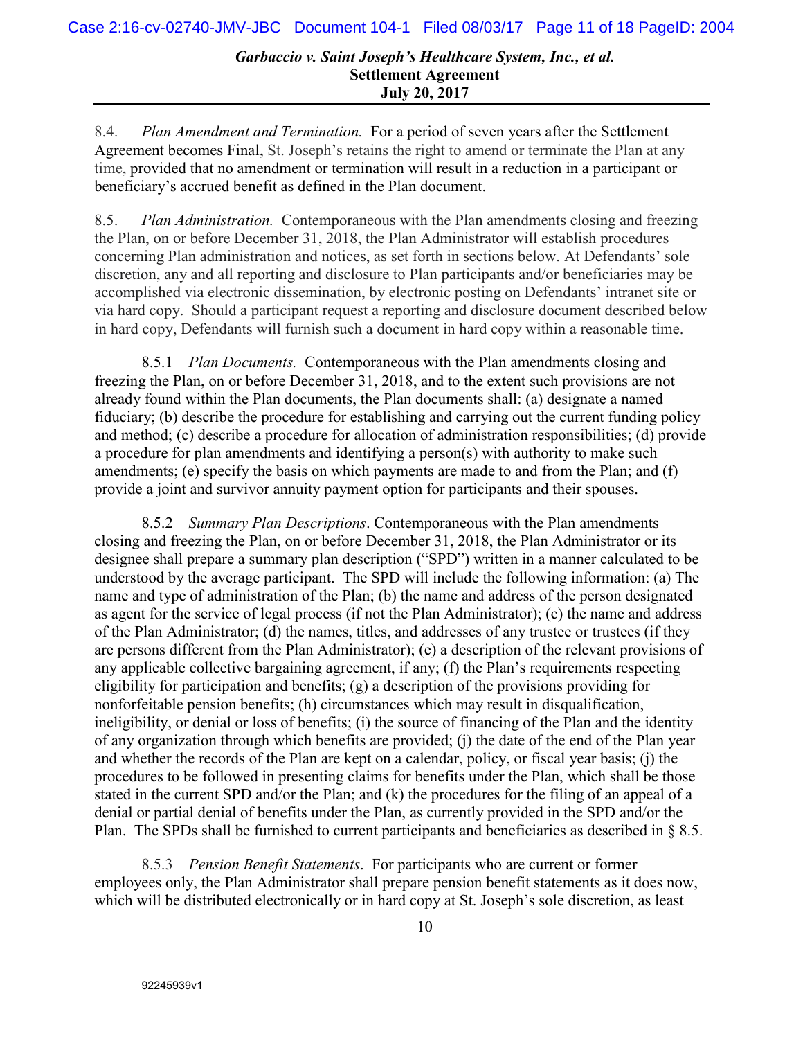8.4. *Plan Amendment and Termination.* For a period of seven years after the Settlement Agreement becomes Final, St. Joseph's retains the right to amend or terminate the Plan at any time, provided that no amendment or termination will result in a reduction in a participant or beneficiary's accrued benefit as defined in the Plan document.

8.5. *Plan Administration.* Contemporaneous with the Plan amendments closing and freezing the Plan, on or before December 31, 2018, the Plan Administrator will establish procedures concerning Plan administration and notices, as set forth in sections below. At Defendants' sole discretion, any and all reporting and disclosure to Plan participants and/or beneficiaries may be accomplished via electronic dissemination, by electronic posting on Defendants' intranet site or via hard copy. Should a participant request a reporting and disclosure document described below in hard copy, Defendants will furnish such a document in hard copy within a reasonable time.

8.5.1 *Plan Documents.* Contemporaneous with the Plan amendments closing and freezing the Plan, on or before December 31, 2018, and to the extent such provisions are not already found within the Plan documents, the Plan documents shall: (a) designate a named fiduciary; (b) describe the procedure for establishing and carrying out the current funding policy and method; (c) describe a procedure for allocation of administration responsibilities; (d) provide a procedure for plan amendments and identifying a person(s) with authority to make such amendments; (e) specify the basis on which payments are made to and from the Plan; and (f) provide a joint and survivor annuity payment option for participants and their spouses.

8.5.2 *Summary Plan Descriptions*. Contemporaneous with the Plan amendments closing and freezing the Plan, on or before December 31, 2018, the Plan Administrator or its designee shall prepare a summary plan description ("SPD") written in a manner calculated to be understood by the average participant. The SPD will include the following information: (a) The name and type of administration of the Plan; (b) the name and address of the person designated as agent for the service of legal process (if not the Plan Administrator); (c) the name and address of the Plan Administrator; (d) the names, titles, and addresses of any trustee or trustees (if they are persons different from the Plan Administrator); (e) a description of the relevant provisions of any applicable collective bargaining agreement, if any; (f) the Plan's requirements respecting eligibility for participation and benefits; (g) a description of the provisions providing for nonforfeitable pension benefits; (h) circumstances which may result in disqualification, ineligibility, or denial or loss of benefits; (i) the source of financing of the Plan and the identity of any organization through which benefits are provided; (j) the date of the end of the Plan year and whether the records of the Plan are kept on a calendar, policy, or fiscal year basis; (j) the procedures to be followed in presenting claims for benefits under the Plan, which shall be those stated in the current SPD and/or the Plan; and (k) the procedures for the filing of an appeal of a denial or partial denial of benefits under the Plan, as currently provided in the SPD and/or the Plan. The SPDs shall be furnished to current participants and beneficiaries as described in § 8.5.

8.5.3 *Pension Benefit Statements*. For participants who are current or former employees only, the Plan Administrator shall prepare pension benefit statements as it does now, which will be distributed electronically or in hard copy at St. Joseph's sole discretion, as least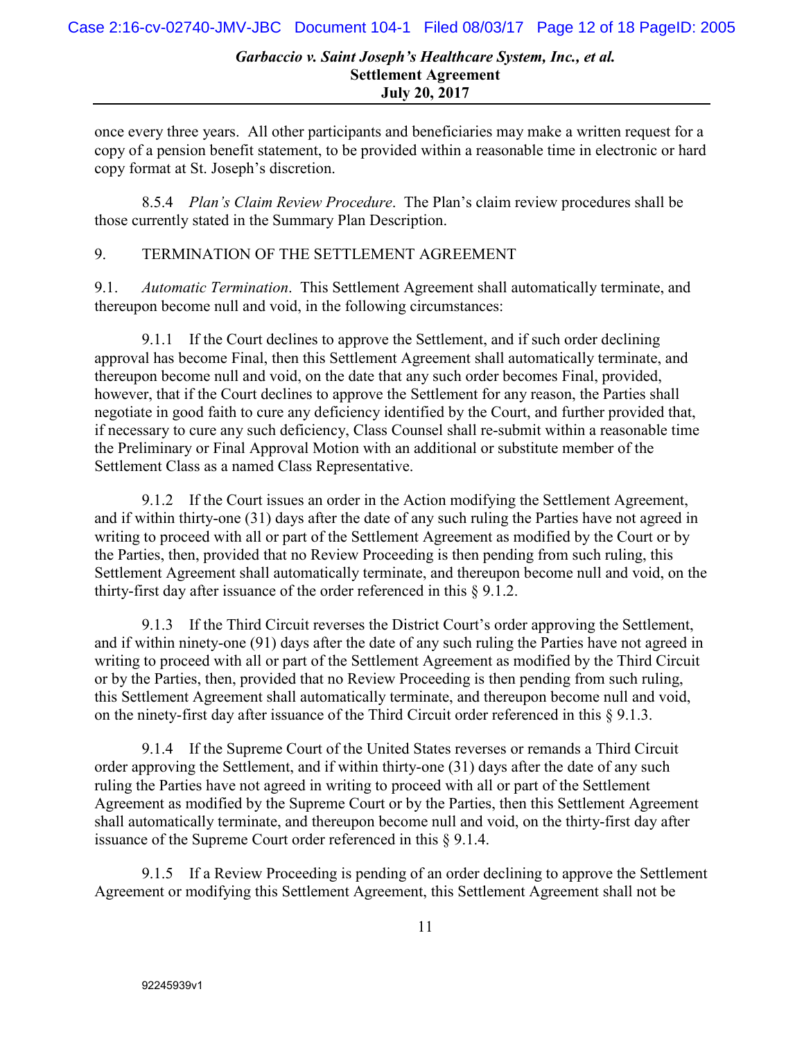once every three years. All other participants and beneficiaries may make a written request for a copy of a pension benefit statement, to be provided within a reasonable time in electronic or hard copy format at St. Joseph's discretion.

8.5.4 *Plan's Claim Review Procedure*. The Plan's claim review procedures shall be those currently stated in the Summary Plan Description.

9. TERMINATION OF THE SETTLEMENT AGREEMENT

9.1. *Automatic Termination*. This Settlement Agreement shall automatically terminate, and thereupon become null and void, in the following circumstances:

9.1.1 If the Court declines to approve the Settlement, and if such order declining approval has become Final, then this Settlement Agreement shall automatically terminate, and thereupon become null and void, on the date that any such order becomes Final, provided, however, that if the Court declines to approve the Settlement for any reason, the Parties shall negotiate in good faith to cure any deficiency identified by the Court, and further provided that, if necessary to cure any such deficiency, Class Counsel shall re-submit within a reasonable time the Preliminary or Final Approval Motion with an additional or substitute member of the Settlement Class as a named Class Representative.

9.1.2 If the Court issues an order in the Action modifying the Settlement Agreement, and if within thirty-one (31) days after the date of any such ruling the Parties have not agreed in writing to proceed with all or part of the Settlement Agreement as modified by the Court or by the Parties, then, provided that no Review Proceeding is then pending from such ruling, this Settlement Agreement shall automatically terminate, and thereupon become null and void, on the thirty-first day after issuance of the order referenced in this § 9.1.2.

9.1.3 If the Third Circuit reverses the District Court's order approving the Settlement, and if within ninety-one (91) days after the date of any such ruling the Parties have not agreed in writing to proceed with all or part of the Settlement Agreement as modified by the Third Circuit or by the Parties, then, provided that no Review Proceeding is then pending from such ruling, this Settlement Agreement shall automatically terminate, and thereupon become null and void, on the ninety-first day after issuance of the Third Circuit order referenced in this § 9.1.3.

9.1.4 If the Supreme Court of the United States reverses or remands a Third Circuit order approving the Settlement, and if within thirty-one (31) days after the date of any such ruling the Parties have not agreed in writing to proceed with all or part of the Settlement Agreement as modified by the Supreme Court or by the Parties, then this Settlement Agreement shall automatically terminate, and thereupon become null and void, on the thirty-first day after issuance of the Supreme Court order referenced in this § 9.1.4.

9.1.5 If a Review Proceeding is pending of an order declining to approve the Settlement Agreement or modifying this Settlement Agreement, this Settlement Agreement shall not be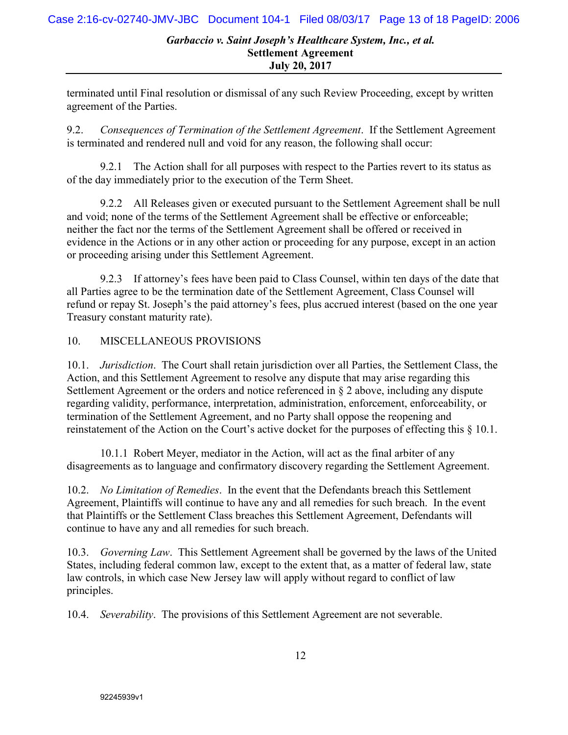terminated until Final resolution or dismissal of any such Review Proceeding, except by written agreement of the Parties.

9.2. *Consequences of Termination of the Settlement Agreement*. If the Settlement Agreement is terminated and rendered null and void for any reason, the following shall occur:

9.2.1 The Action shall for all purposes with respect to the Parties revert to its status as of the day immediately prior to the execution of the Term Sheet.

9.2.2 All Releases given or executed pursuant to the Settlement Agreement shall be null and void; none of the terms of the Settlement Agreement shall be effective or enforceable; neither the fact nor the terms of the Settlement Agreement shall be offered or received in evidence in the Actions or in any other action or proceeding for any purpose, except in an action or proceeding arising under this Settlement Agreement.

9.2.3 If attorney's fees have been paid to Class Counsel, within ten days of the date that all Parties agree to be the termination date of the Settlement Agreement, Class Counsel will refund or repay St. Joseph's the paid attorney's fees, plus accrued interest (based on the one year Treasury constant maturity rate).

10. MISCELLANEOUS PROVISIONS

10.1. *Jurisdiction*. The Court shall retain jurisdiction over all Parties, the Settlement Class, the Action, and this Settlement Agreement to resolve any dispute that may arise regarding this Settlement Agreement or the orders and notice referenced in § 2 above, including any dispute regarding validity, performance, interpretation, administration, enforcement, enforceability, or termination of the Settlement Agreement, and no Party shall oppose the reopening and reinstatement of the Action on the Court's active docket for the purposes of effecting this § 10.1.

10.1.1 Robert Meyer, mediator in the Action, will act as the final arbiter of any disagreements as to language and confirmatory discovery regarding the Settlement Agreement.

10.2. *No Limitation of Remedies*. In the event that the Defendants breach this Settlement Agreement, Plaintiffs will continue to have any and all remedies for such breach. In the event that Plaintiffs or the Settlement Class breaches this Settlement Agreement, Defendants will continue to have any and all remedies for such breach.

10.3. *Governing Law*. This Settlement Agreement shall be governed by the laws of the United States, including federal common law, except to the extent that, as a matter of federal law, state law controls, in which case New Jersey law will apply without regard to conflict of law principles.

10.4. *Severability*. The provisions of this Settlement Agreement are not severable.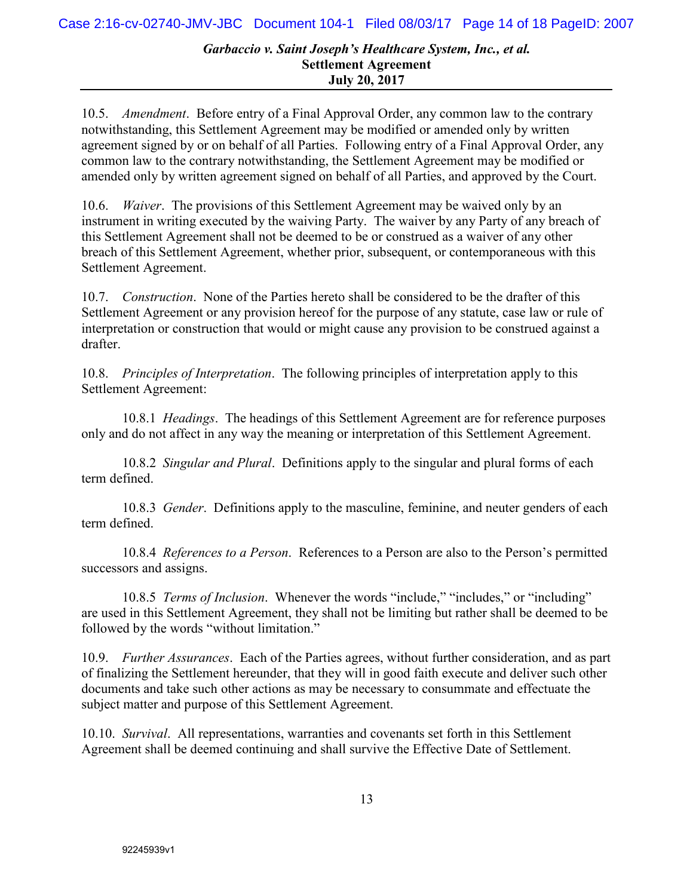10.5. *Amendment*. Before entry of a Final Approval Order, any common law to the contrary notwithstanding, this Settlement Agreement may be modified or amended only by written agreement signed by or on behalf of all Parties. Following entry of a Final Approval Order, any common law to the contrary notwithstanding, the Settlement Agreement may be modified or amended only by written agreement signed on behalf of all Parties, and approved by the Court.

10.6. *Waiver*. The provisions of this Settlement Agreement may be waived only by an instrument in writing executed by the waiving Party. The waiver by any Party of any breach of this Settlement Agreement shall not be deemed to be or construed as a waiver of any other breach of this Settlement Agreement, whether prior, subsequent, or contemporaneous with this Settlement Agreement.

10.7. *Construction*. None of the Parties hereto shall be considered to be the drafter of this Settlement Agreement or any provision hereof for the purpose of any statute, case law or rule of interpretation or construction that would or might cause any provision to be construed against a drafter.

10.8. *Principles of Interpretation*. The following principles of interpretation apply to this Settlement Agreement:

10.8.1 *Headings*. The headings of this Settlement Agreement are for reference purposes only and do not affect in any way the meaning or interpretation of this Settlement Agreement.

10.8.2 *Singular and Plural*. Definitions apply to the singular and plural forms of each term defined.

10.8.3 *Gender*. Definitions apply to the masculine, feminine, and neuter genders of each term defined.

10.8.4 *References to a Person*. References to a Person are also to the Person's permitted successors and assigns.

10.8.5 *Terms of Inclusion*. Whenever the words "include," "includes," or "including" are used in this Settlement Agreement, they shall not be limiting but rather shall be deemed to be followed by the words "without limitation."

10.9. *Further Assurances*. Each of the Parties agrees, without further consideration, and as part of finalizing the Settlement hereunder, that they will in good faith execute and deliver such other documents and take such other actions as may be necessary to consummate and effectuate the subject matter and purpose of this Settlement Agreement.

10.10. *Survival*. All representations, warranties and covenants set forth in this Settlement Agreement shall be deemed continuing and shall survive the Effective Date of Settlement.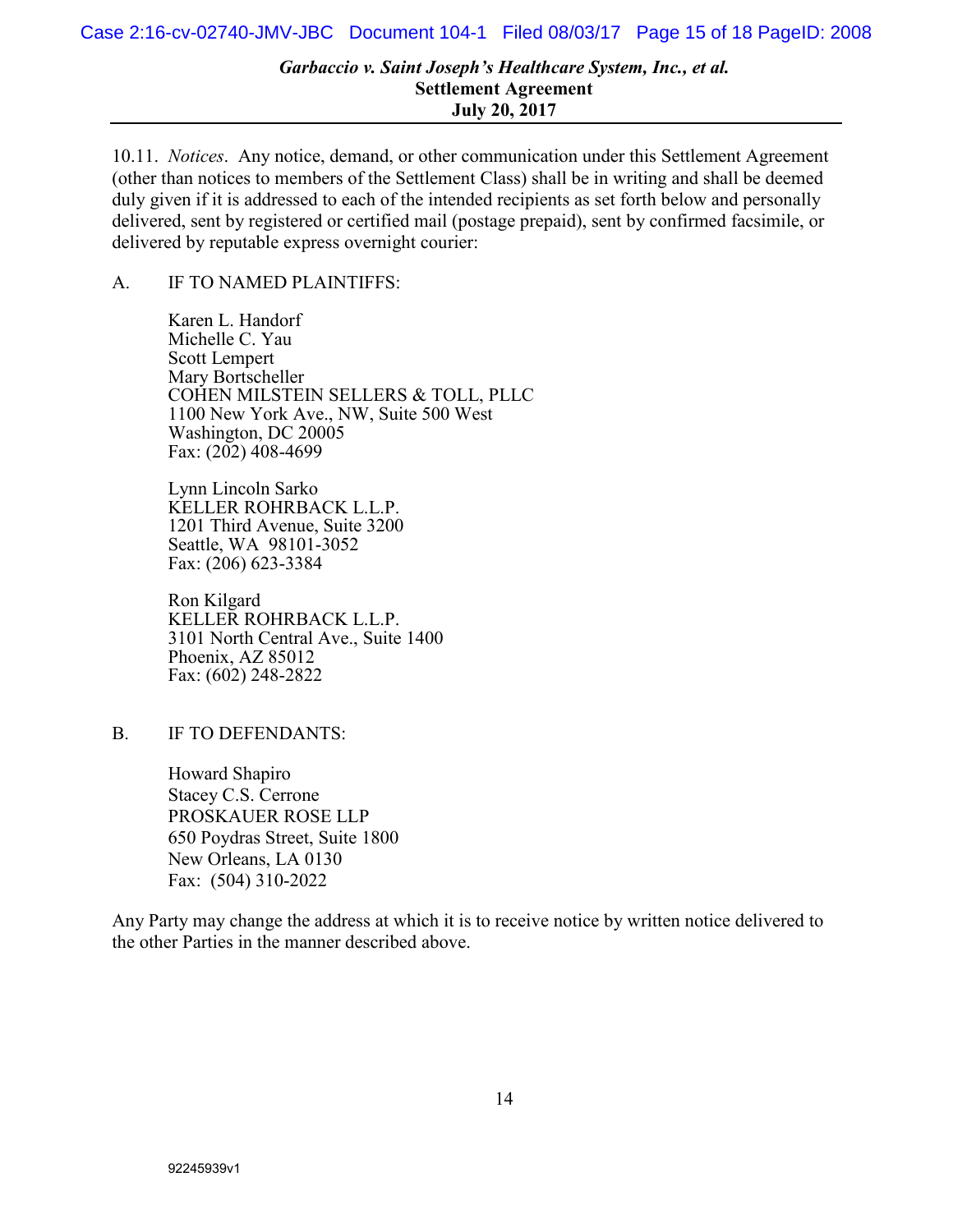10.11. *Notices*. Any notice, demand, or other communication under this Settlement Agreement (other than notices to members of the Settlement Class) shall be in writing and shall be deemed duly given if it is addressed to each of the intended recipients as set forth below and personally delivered, sent by registered or certified mail (postage prepaid), sent by confirmed facsimile, or delivered by reputable express overnight courier:

A. IF TO NAMED PLAINTIFFS:

Karen L. Handorf
Michelle C. Yau
Scott Lempert
Mary Bortscheller
COHEN MILSTEIN SELLERS & TOLL, PLLC
1100 New York Ave., NW, Suite 500 West
Washington, DC 20005
Fax: (202) 408-4699

Lynn Lincoln Sarko
KELLER ROHRBACK L.L.P.
1201 Third Avenue, Suite 3200
Seattle, WA 98101-3052
Fax: (206) 623-3384

Ron Kilgard
KELLER ROHRBACK L.L.P.
3101 North Central Ave., Suite 1400
Phoenix, AZ 85012
Fax: (602) 248-2822

B. IF TO DEFENDANTS:

Howard Shapiro
Stacey C.S. Cerrone
PROSKAUER ROSE LLP
650 Poydras Street, Suite 1800
New Orleans, LA 0130
Fax: (504) 310-2022

Any Party may change the address at which it is to receive notice by written notice delivered to the other Parties in the manner described above.

92245939v1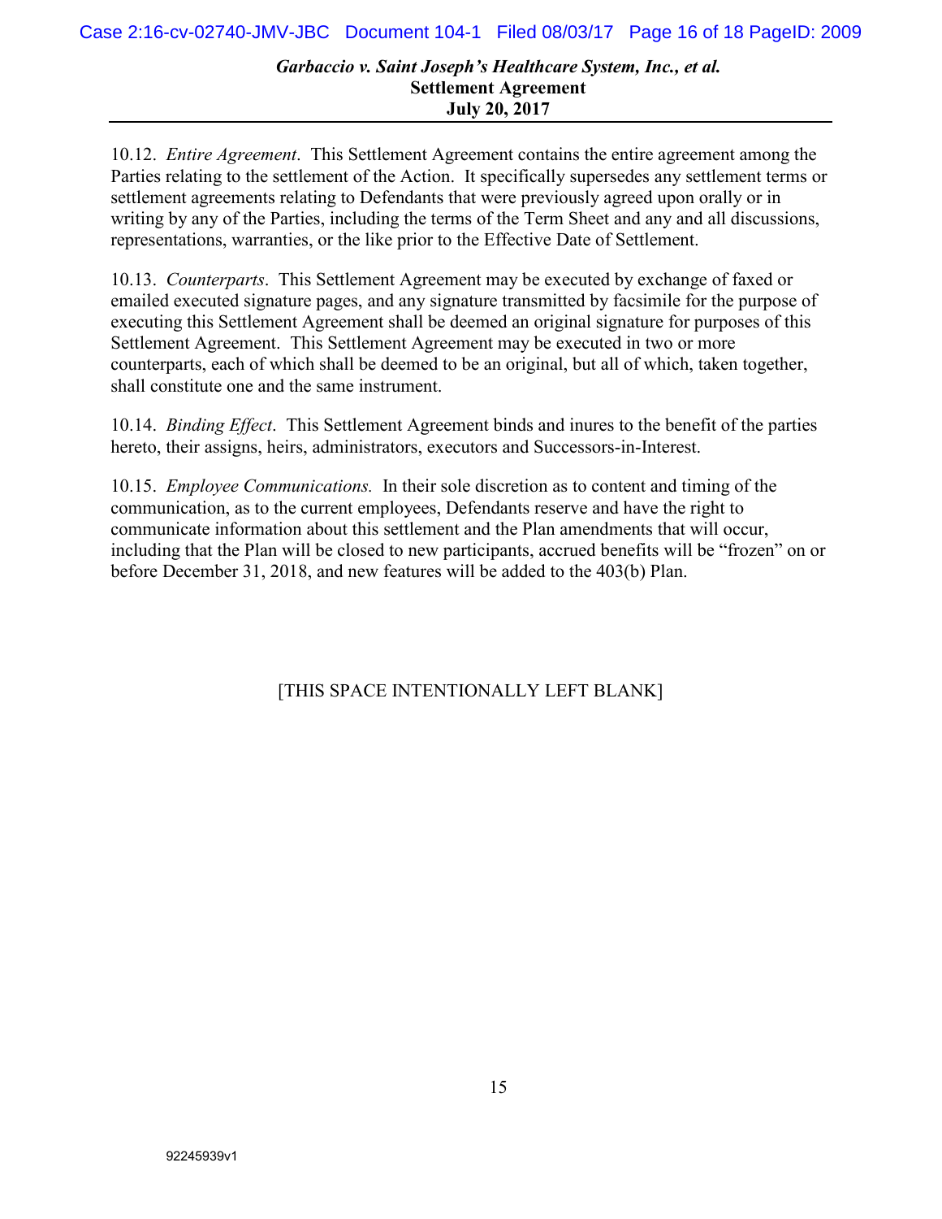10.12. *Entire Agreement*. This Settlement Agreement contains the entire agreement among the Parties relating to the settlement of the Action. It specifically supersedes any settlement terms or settlement agreements relating to Defendants that were previously agreed upon orally or in writing by any of the Parties, including the terms of the Term Sheet and any and all discussions, representations, warranties, or the like prior to the Effective Date of Settlement.

10.13. *Counterparts*. This Settlement Agreement may be executed by exchange of faxed or emailed executed signature pages, and any signature transmitted by facsimile for the purpose of executing this Settlement Agreement shall be deemed an original signature for purposes of this Settlement Agreement. This Settlement Agreement may be executed in two or more counterparts, each of which shall be deemed to be an original, but all of which, taken together, shall constitute one and the same instrument.

10.14. *Binding Effect*. This Settlement Agreement binds and inures to the benefit of the parties hereto, their assigns, heirs, administrators, executors and Successors-in-Interest.

10.15. *Employee Communications.* In their sole discretion as to content and timing of the communication, as to the current employees, Defendants reserve and have the right to communicate information about this settlement and the Plan amendments that will occur, including that the Plan will be closed to new participants, accrued benefits will be "frozen" on or before December 31, 2018, and new features will be added to the 403(b) Plan.

[THIS SPACE INTENTIONALLY LEFT BLANK]

92245939v1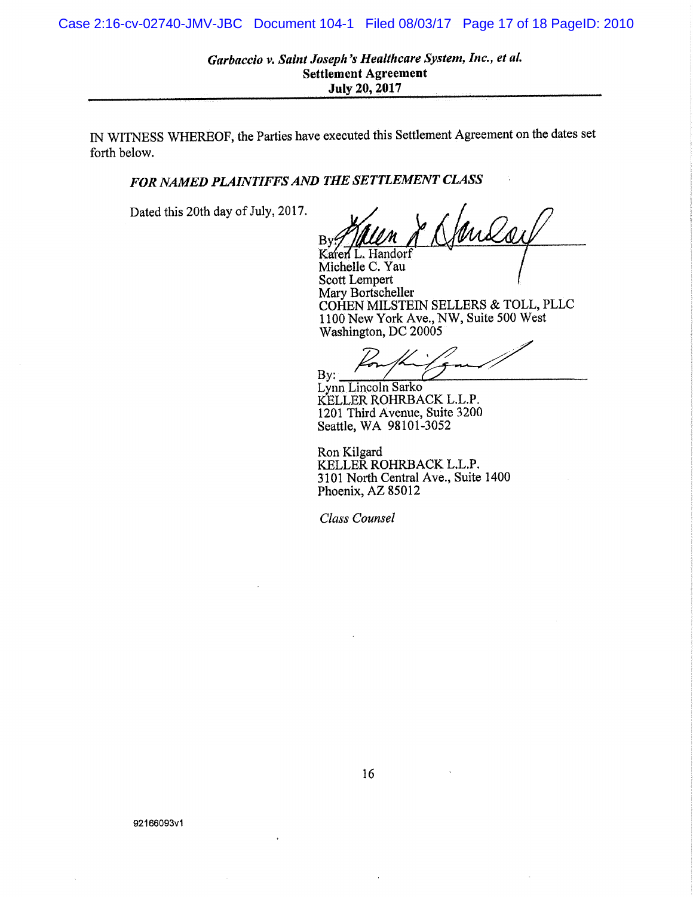IN WITNESS WHEREOF, the Parties have executed this Settlement Agreement on the dates set forth below.

***FOR NAMED PLAINTIFFS AND THE SETTLEMENT CLASS***

Dated this 20th day of July, 2017.

By: ______________________
Karen L. Handorf
Michelle C. Yau
Scott Lempert
Mary Bortscheller
COHEN MILSTEIN SELLERS & TOLL, PLLC
1100 New York Ave., NW, Suite 500 West
Washington, DC 20005

By: ______________________
Lynn Lincoln Sarko
KELLER ROHRBACK L.L.P.
1201 Third Avenue, Suite 3200
Seattle, WA 98101-3052

Ron Kilgard
KELLER ROHRBACK L.L.P.
3101 North Central Ave., Suite 1400
Phoenix, AZ 85012

*Class Counsel*

92166093v1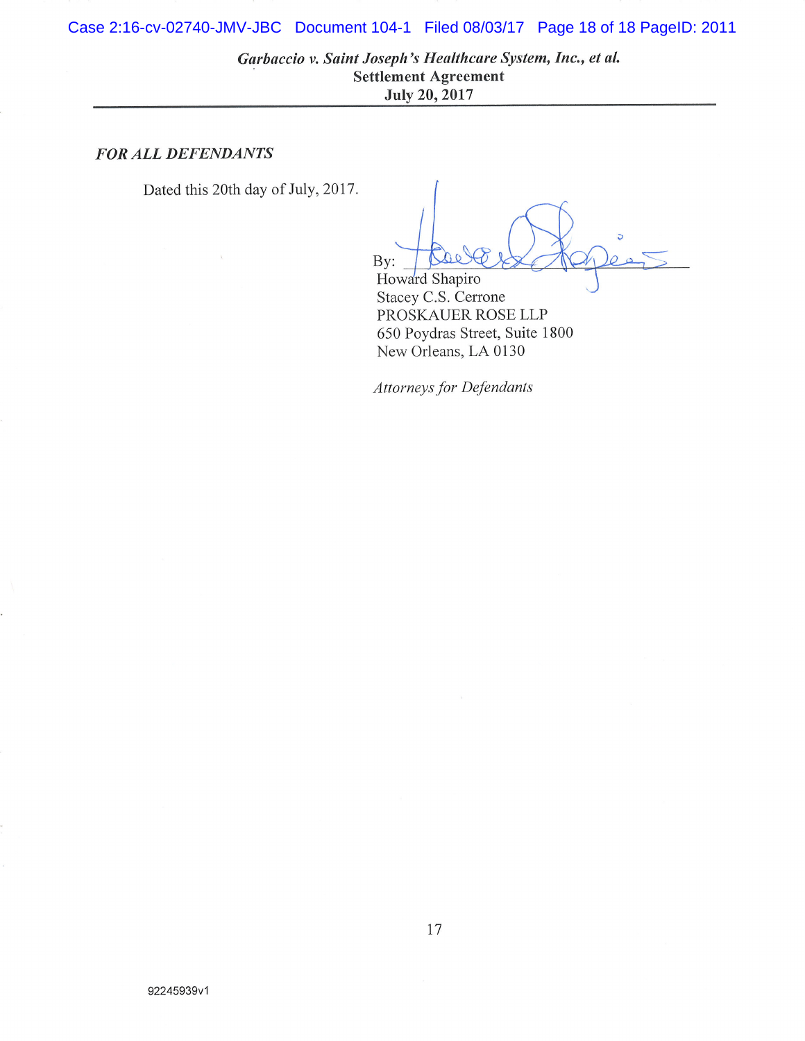***FOR ALL DEFENDANTS***

Dated this 20th day of July, 2017.

By: ______________________
Howard Shapiro
Stacey C.S. Cerrone
PROSKAUER ROSE LLP
650 Poydras Street, Suite 1800
New Orleans, LA 0130

*Attorneys for Defendants*

92245939v1